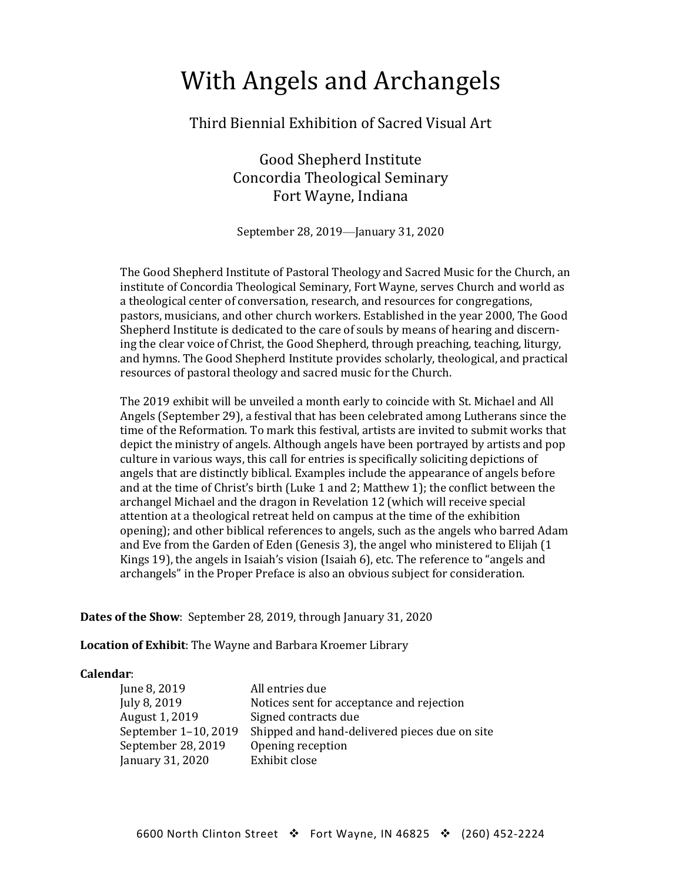# With Angels and Archangels

## Third Biennial Exhibition of Sacred Visual Art

### Good Shepherd Institute
### Concordia Theological Seminary
### Fort Wayne, Indiana

September 28, 2019—January 31, 2020

The Good Shepherd Institute of Pastoral Theology and Sacred Music for the Church, an institute of Concordia Theological Seminary, Fort Wayne, serves Church and world as a theological center of conversation, research, and resources for congregations, pastors, musicians, and other church workers. Established in the year 2000, The Good Shepherd Institute is dedicated to the care of souls by means of hearing and discerning the clear voice of Christ, the Good Shepherd, through preaching, teaching, liturgy, and hymns. The Good Shepherd Institute provides scholarly, theological, and practical resources of pastoral theology and sacred music for the Church.

The 2019 exhibit will be unveiled a month early to coincide with St. Michael and All Angels (September 29), a festival that has been celebrated among Lutherans since the time of the Reformation. To mark this festival, artists are invited to submit works that depict the ministry of angels. Although angels have been portrayed by artists and pop culture in various ways, this call for entries is specifically soliciting depictions of angels that are distinctly biblical. Examples include the appearance of angels before and at the time of Christ's birth (Luke 1 and 2; Matthew 1); the conflict between the archangel Michael and the dragon in Revelation 12 (which will receive special attention at a theological retreat held on campus at the time of the exhibition opening); and other biblical references to angels, such as the angels who barred Adam and Eve from the Garden of Eden (Genesis 3), the angel who ministered to Elijah (1 Kings 19), the angels in Isaiah's vision (Isaiah 6), etc. The reference to "angels and archangels" in the Proper Preface is also an obvious subject for consideration.

**Dates of the Show**: September 28, 2019, through January 31, 2020

**Location of Exhibit**: The Wayne and Barbara Kroemer Library

**Calendar**:

| | |
|---|---|
| June 8, 2019 | All entries due |
| July 8, 2019 | Notices sent for acceptance and rejection |
| August 1, 2019 | Signed contracts due |
| September 1–10, 2019 | Shipped and hand-delivered pieces due on site |
| September 28, 2019 | Opening reception |
| January 31, 2020 | Exhibit close |

6600 North Clinton Street ❖ Fort Wayne, IN 46825 ❖ (260) 452-2224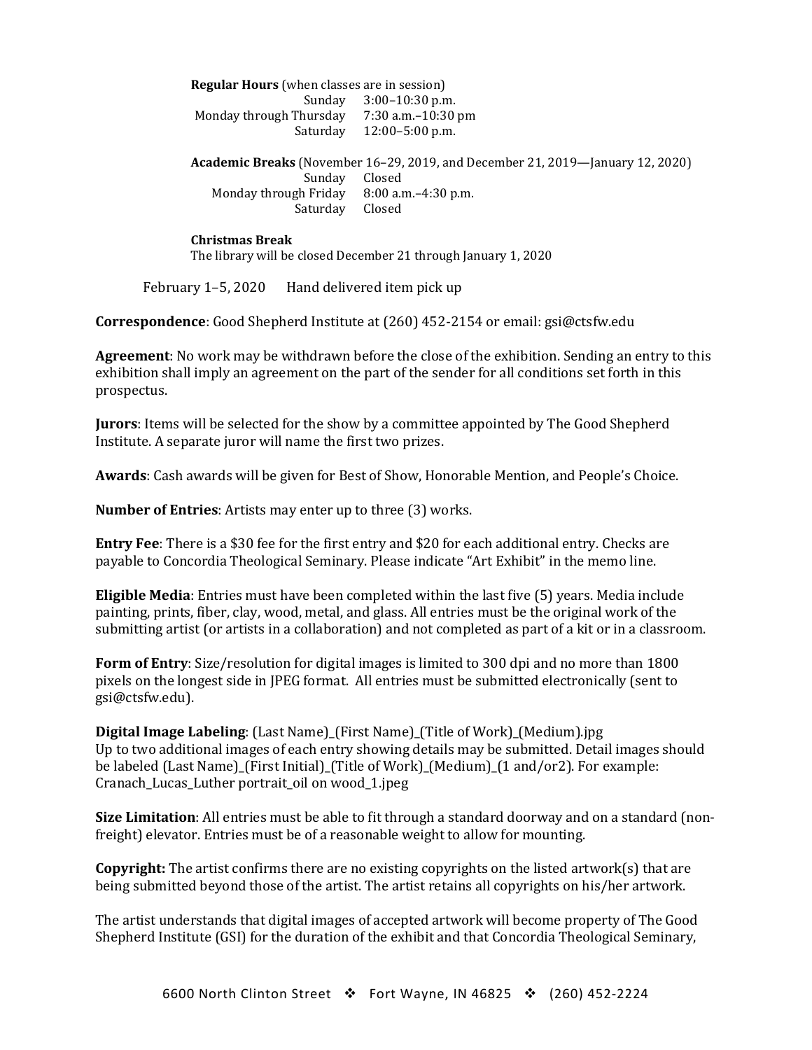**Regular Hours** (when classes are in session)

| | |
|---|---|
| Sunday | 3:00–10:30 p.m. |
| Monday through Thursday | 7:30 a.m.–10:30 pm |
| Saturday | 12:00–5:00 p.m. |

**Academic Breaks** (November 16–29, 2019, and December 21, 2019—January 12, 2020)

| | |
|---|---|
| Sunday | Closed |
| Monday through Friday | 8:00 a.m.–4:30 p.m. |
| Saturday | Closed |

**Christmas Break**
The library will be closed December 21 through January 1, 2020

February 1–5, 2020 Hand delivered item pick up

**Correspondence**: Good Shepherd Institute at (260) 452-2154 or email: gsi@ctsfw.edu

**Agreement**: No work may be withdrawn before the close of the exhibition. Sending an entry to this exhibition shall imply an agreement on the part of the sender for all conditions set forth in this prospectus.

**Jurors**: Items will be selected for the show by a committee appointed by The Good Shepherd Institute. A separate juror will name the first two prizes.

**Awards**: Cash awards will be given for Best of Show, Honorable Mention, and People's Choice.

**Number of Entries**: Artists may enter up to three (3) works.

**Entry Fee**: There is a $30 fee for the first entry and $20 for each additional entry. Checks are payable to Concordia Theological Seminary. Please indicate "Art Exhibit" in the memo line.

**Eligible Media**: Entries must have been completed within the last five (5) years. Media include painting, prints, fiber, clay, wood, metal, and glass. All entries must be the original work of the submitting artist (or artists in a collaboration) and not completed as part of a kit or in a classroom.

**Form of Entry**: Size/resolution for digital images is limited to 300 dpi and no more than 1800 pixels on the longest side in JPEG format. All entries must be submitted electronically (sent to gsi@ctsfw.edu).

**Digital Image Labeling**: (Last Name)_(First Name)_(Title of Work)_(Medium).jpg
Up to two additional images of each entry showing details may be submitted. Detail images should be labeled (Last Name)_(First Initial)_(Title of Work)_(Medium)_(1 and/or2). For example: Cranach_Lucas_Luther portrait_oil on wood_1.jpeg

**Size Limitation**: All entries must be able to fit through a standard doorway and on a standard (non-freight) elevator. Entries must be of a reasonable weight to allow for mounting.

**Copyright:** The artist confirms there are no existing copyrights on the listed artwork(s) that are being submitted beyond those of the artist. The artist retains all copyrights on his/her artwork.

The artist understands that digital images of accepted artwork will become property of The Good Shepherd Institute (GSI) for the duration of the exhibit and that Concordia Theological Seminary,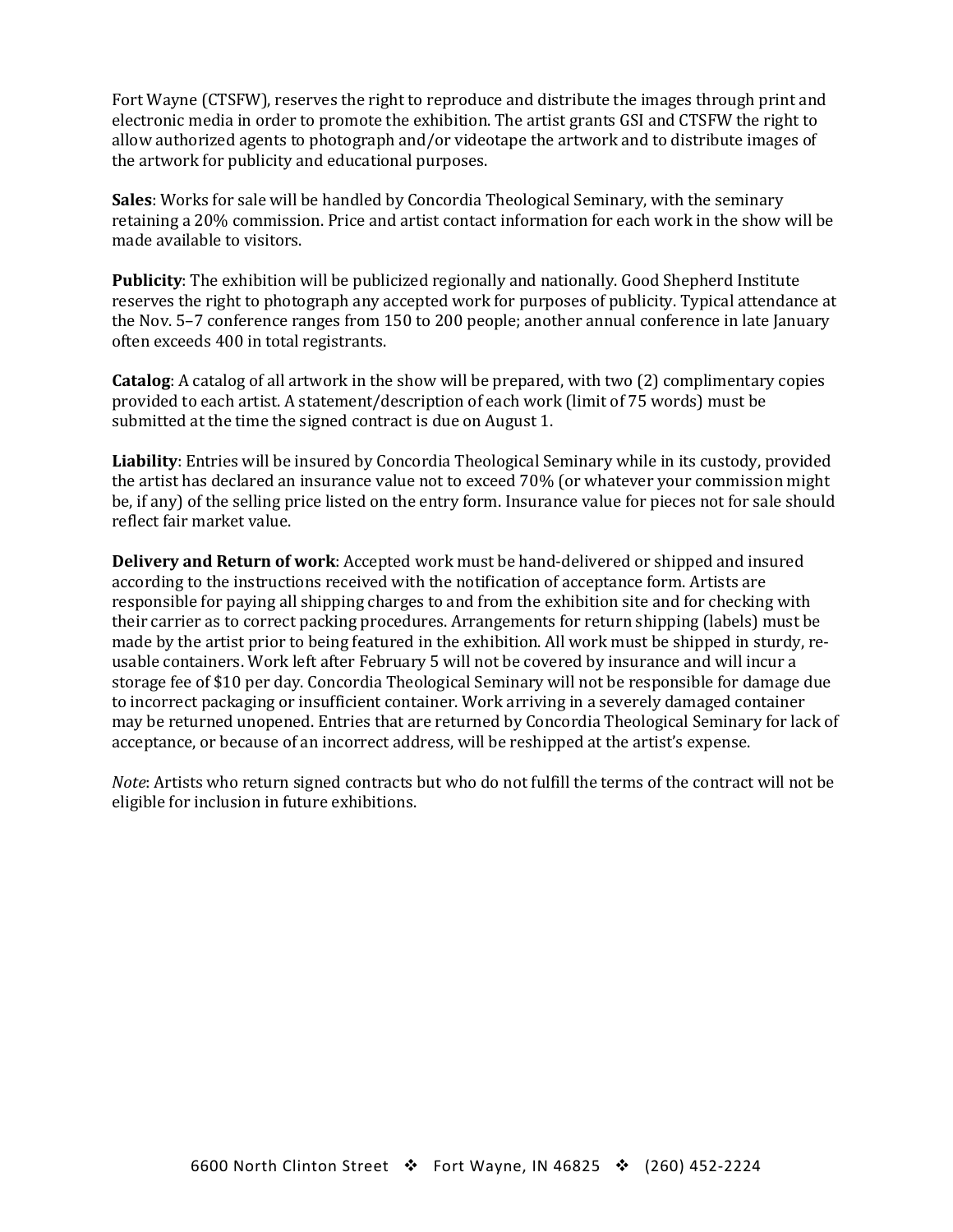Fort Wayne (CTSFW), reserves the right to reproduce and distribute the images through print and electronic media in order to promote the exhibition. The artist grants GSI and CTSFW the right to allow authorized agents to photograph and/or videotape the artwork and to distribute images of the artwork for publicity and educational purposes.

**Sales**: Works for sale will be handled by Concordia Theological Seminary, with the seminary retaining a 20% commission. Price and artist contact information for each work in the show will be made available to visitors.

**Publicity**: The exhibition will be publicized regionally and nationally. Good Shepherd Institute reserves the right to photograph any accepted work for purposes of publicity. Typical attendance at the Nov. 5–7 conference ranges from 150 to 200 people; another annual conference in late January often exceeds 400 in total registrants.

**Catalog**: A catalog of all artwork in the show will be prepared, with two (2) complimentary copies provided to each artist. A statement/description of each work (limit of 75 words) must be submitted at the time the signed contract is due on August 1.

**Liability**: Entries will be insured by Concordia Theological Seminary while in its custody, provided the artist has declared an insurance value not to exceed 70% (or whatever your commission might be, if any) of the selling price listed on the entry form. Insurance value for pieces not for sale should reflect fair market value.

**Delivery and Return of work**: Accepted work must be hand-delivered or shipped and insured according to the instructions received with the notification of acceptance form. Artists are responsible for paying all shipping charges to and from the exhibition site and for checking with their carrier as to correct packing procedures. Arrangements for return shipping (labels) must be made by the artist prior to being featured in the exhibition. All work must be shipped in sturdy, re-usable containers. Work left after February 5 will not be covered by insurance and will incur a storage fee of $10 per day. Concordia Theological Seminary will not be responsible for damage due to incorrect packaging or insufficient container. Work arriving in a severely damaged container may be returned unopened. Entries that are returned by Concordia Theological Seminary for lack of acceptance, or because of an incorrect address, will be reshipped at the artist's expense.

*Note*: Artists who return signed contracts but who do not fulfill the terms of the contract will not be eligible for inclusion in future exhibitions.

6600 North Clinton Street ❖ Fort Wayne, IN 46825 ❖ (260) 452-2224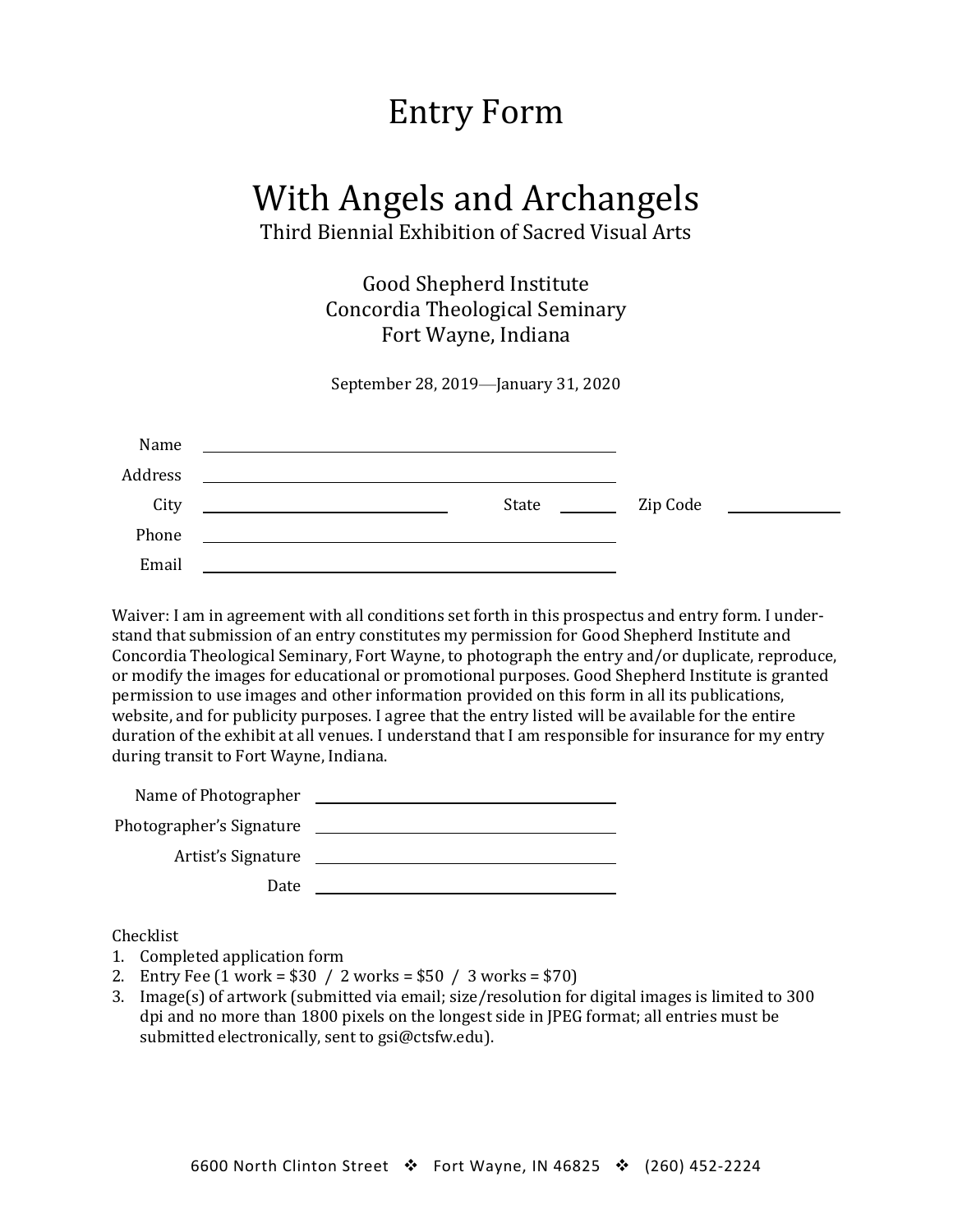# Entry Form

## With Angels and Archangels

Third Biennial Exhibition of Sacred Visual Arts

Good Shepherd Institute
Concordia Theological Seminary
Fort Wayne, Indiana

September 28, 2019—January 31, 2020

Name ______________________________

Address ______________________________

City ____________________ State ______ Zip Code __________

Phone ______________________________

Email ______________________________

Waiver: I am in agreement with all conditions set forth in this prospectus and entry form. I understand that submission of an entry constitutes my permission for Good Shepherd Institute and Concordia Theological Seminary, Fort Wayne, to photograph the entry and/or duplicate, reproduce, or modify the images for educational or promotional purposes. Good Shepherd Institute is granted permission to use images and other information provided on this form in all its publications, website, and for publicity purposes. I agree that the entry listed will be available for the entire duration of the exhibit at all venues. I understand that I am responsible for insurance for my entry during transit to Fort Wayne, Indiana.

Name of Photographer ______________________________

Photographer's Signature ______________________________

Artist's Signature ______________________________

Date ______________________________

Checklist

1. Completed application form
2. Entry Fee (1 work = $30 / 2 works = $50 / 3 works = $70)
3. Image(s) of artwork (submitted via email; size/resolution for digital images is limited to 300 dpi and no more than 1800 pixels on the longest side in JPEG format; all entries must be submitted electronically, sent to gsi@ctsfw.edu).

6600 North Clinton Street ❖ Fort Wayne, IN 46825 ❖ (260) 452-2224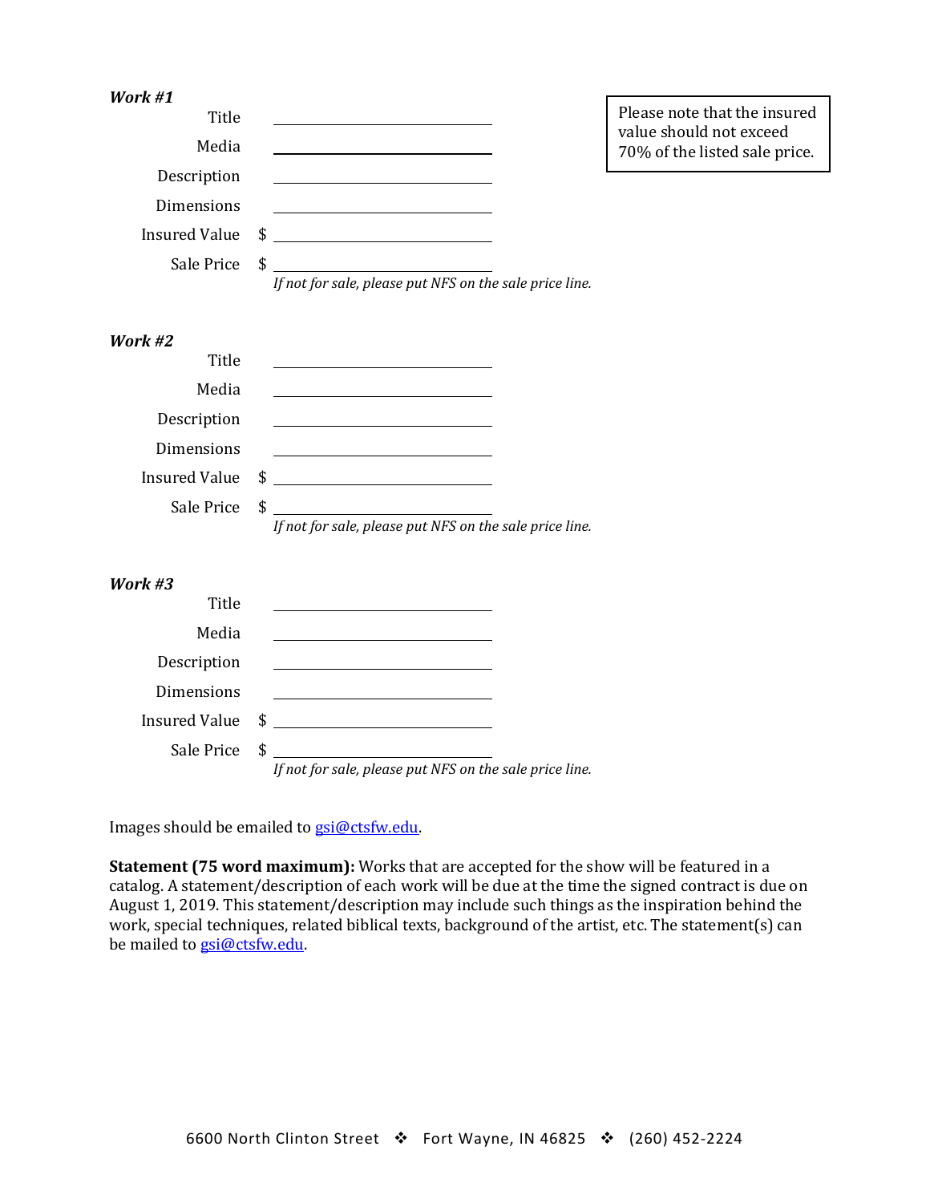***Work #1***

Title \_\_\_\_\_\_\_\_\_\_\_\_\_\_\_\_\_\_\_\_\_\_\_\_

Media \_\_\_\_\_\_\_\_\_\_\_\_\_\_\_\_\_\_\_\_\_\_\_\_

Description \_\_\_\_\_\_\_\_\_\_\_\_\_\_\_\_\_\_\_\_\_\_\_\_

Dimensions \_\_\_\_\_\_\_\_\_\_\_\_\_\_\_\_\_\_\_\_\_\_\_\_

Insured Value $ \_\_\_\_\_\_\_\_\_\_\_\_\_\_\_\_\_\_\_\_\_\_\_\_

Sale Price $ \_\_\_\_\_\_\_\_\_\_\_\_\_\_\_\_\_\_\_\_\_\_\_\_

*If not for sale, please put NFS on the sale price line.*

Please note that the insured value should not exceed 70% of the listed sale price.

***Work #2***

Title \_\_\_\_\_\_\_\_\_\_\_\_\_\_\_\_\_\_\_\_\_\_\_\_

Media \_\_\_\_\_\_\_\_\_\_\_\_\_\_\_\_\_\_\_\_\_\_\_\_

Description \_\_\_\_\_\_\_\_\_\_\_\_\_\_\_\_\_\_\_\_\_\_\_\_

Dimensions \_\_\_\_\_\_\_\_\_\_\_\_\_\_\_\_\_\_\_\_\_\_\_\_

Insured Value $ \_\_\_\_\_\_\_\_\_\_\_\_\_\_\_\_\_\_\_\_\_\_\_\_

Sale Price $ \_\_\_\_\_\_\_\_\_\_\_\_\_\_\_\_\_\_\_\_\_\_\_\_

*If not for sale, please put NFS on the sale price line.*

***Work #3***

Title \_\_\_\_\_\_\_\_\_\_\_\_\_\_\_\_\_\_\_\_\_\_\_\_

Media \_\_\_\_\_\_\_\_\_\_\_\_\_\_\_\_\_\_\_\_\_\_\_\_

Description \_\_\_\_\_\_\_\_\_\_\_\_\_\_\_\_\_\_\_\_\_\_\_\_

Dimensions \_\_\_\_\_\_\_\_\_\_\_\_\_\_\_\_\_\_\_\_\_\_\_\_

Insured Value $ \_\_\_\_\_\_\_\_\_\_\_\_\_\_\_\_\_\_\_\_\_\_\_\_

Sale Price $ \_\_\_\_\_\_\_\_\_\_\_\_\_\_\_\_\_\_\_\_\_\_\_\_

*If not for sale, please put NFS on the sale price line.*

Images should be emailed to gsi@ctsfw.edu.

**Statement (75 word maximum):** Works that are accepted for the show will be featured in a catalog. A statement/description of each work will be due at the time the signed contract is due on August 1, 2019. This statement/description may include such things as the inspiration behind the work, special techniques, related biblical texts, background of the artist, etc. The statement(s) can be mailed to gsi@ctsfw.edu.

6600 North Clinton Street ❖ Fort Wayne, IN 46825 ❖ (260) 452-2224